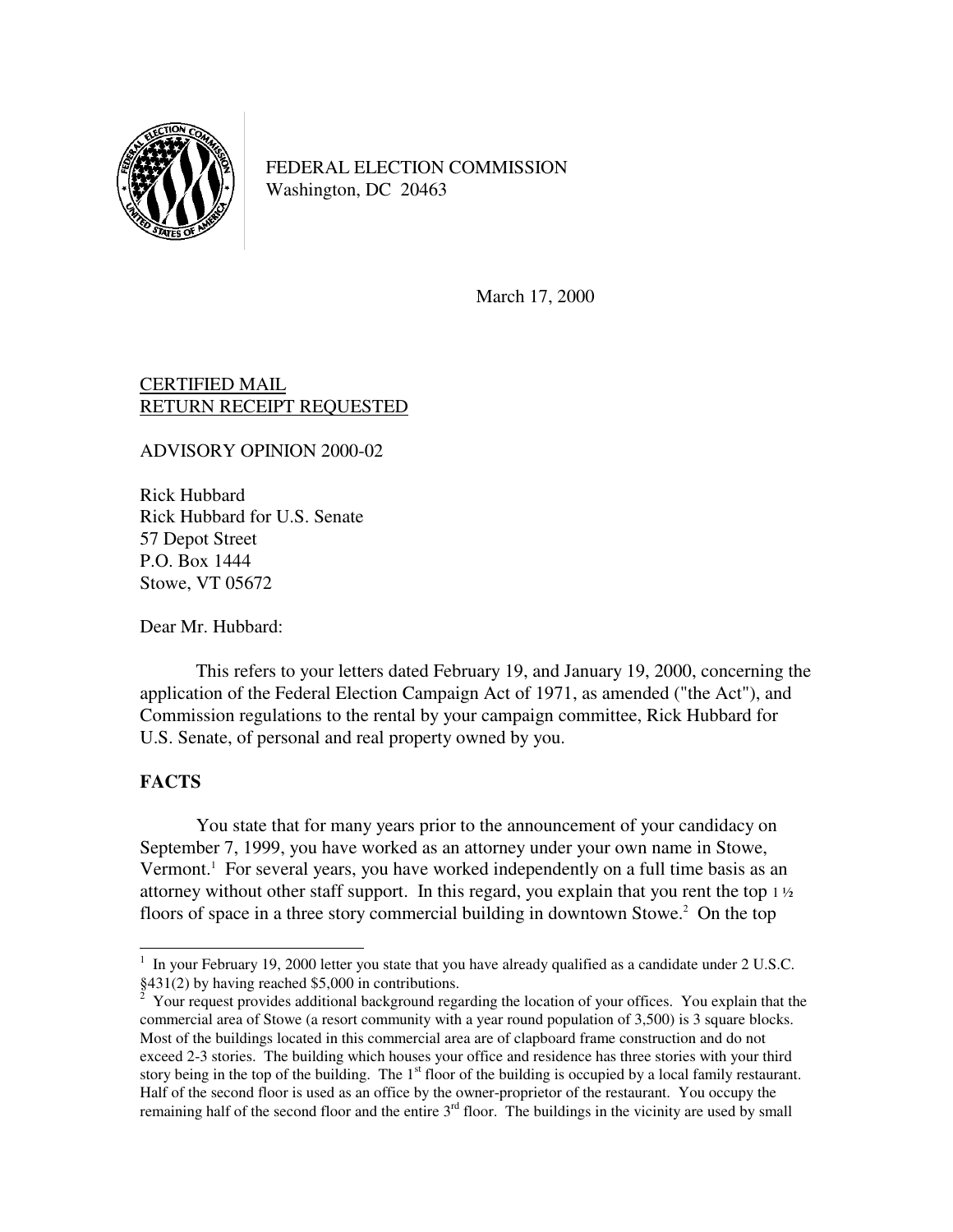FEDERAL ELECTION COMMISSION
Washington, DC 20463

March 17, 2000

CERTIFIED MAIL
RETURN RECEIPT REQUESTED

ADVISORY OPINION 2000-02

Rick Hubbard
Rick Hubbard for U.S. Senate
57 Depot Street
P.O. Box 1444
Stowe, VT 05672

Dear Mr. Hubbard:

This refers to your letters dated February 19, and January 19, 2000, concerning the application of the Federal Election Campaign Act of 1971, as amended ("the Act"), and Commission regulations to the rental by your campaign committee, Rick Hubbard for U.S. Senate, of personal and real property owned by you.

## FACTS

You state that for many years prior to the announcement of your candidacy on September 7, 1999, you have worked as an attorney under your own name in Stowe, Vermont.[1] For several years, you have worked independently on a full time basis as an attorney without other staff support. In this regard, you explain that you rent the top 1 ½ floors of space in a three story commercial building in downtown Stowe.[2] On the top

[1] In your February 19, 2000 letter you state that you have already qualified as a candidate under 2 U.S.C. §431(2) by having reached $5,000 in contributions.

[2] Your request provides additional background regarding the location of your offices. You explain that the commercial area of Stowe (a resort community with a year round population of 3,500) is 3 square blocks. Most of the buildings located in this commercial area are of clapboard frame construction and do not exceed 2-3 stories. The building which houses your office and residence has three stories with your third story being in the top of the building. The 1st floor of the building is occupied by a local family restaurant. Half of the second floor is used as an office by the owner-proprietor of the restaurant. You occupy the remaining half of the second floor and the entire 3rd floor. The buildings in the vicinity are used by small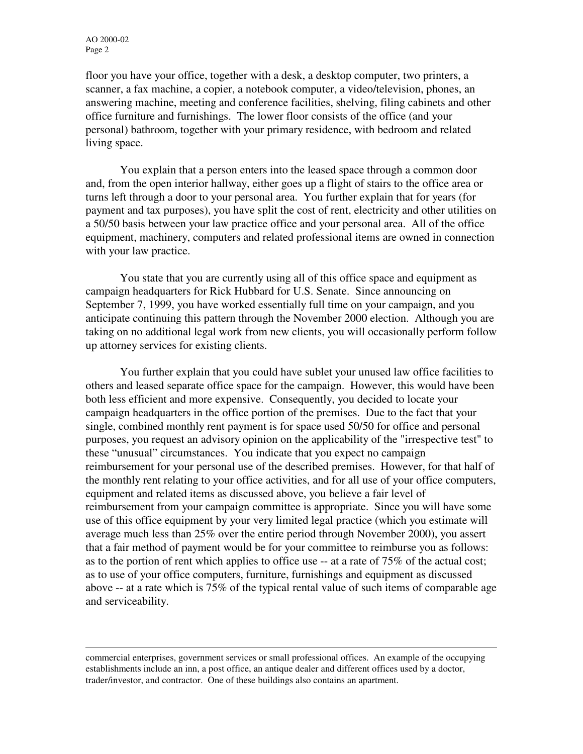floor you have your office, together with a desk, a desktop computer, two printers, a scanner, a fax machine, a copier, a notebook computer, a video/television, phones, an answering machine, meeting and conference facilities, shelving, filing cabinets and other office furniture and furnishings. The lower floor consists of the office (and your personal) bathroom, together with your primary residence, with bedroom and related living space.

You explain that a person enters into the leased space through a common door and, from the open interior hallway, either goes up a flight of stairs to the office area or turns left through a door to your personal area. You further explain that for years (for payment and tax purposes), you have split the cost of rent, electricity and other utilities on a 50/50 basis between your law practice office and your personal area. All of the office equipment, machinery, computers and related professional items are owned in connection with your law practice.

You state that you are currently using all of this office space and equipment as campaign headquarters for Rick Hubbard for U.S. Senate. Since announcing on September 7, 1999, you have worked essentially full time on your campaign, and you anticipate continuing this pattern through the November 2000 election. Although you are taking on no additional legal work from new clients, you will occasionally perform follow up attorney services for existing clients.

You further explain that you could have sublet your unused law office facilities to others and leased separate office space for the campaign. However, this would have been both less efficient and more expensive. Consequently, you decided to locate your campaign headquarters in the office portion of the premises. Due to the fact that your single, combined monthly rent payment is for space used 50/50 for office and personal purposes, you request an advisory opinion on the applicability of the "irrespective test" to these "unusual" circumstances. You indicate that you expect no campaign reimbursement for your personal use of the described premises. However, for that half of the monthly rent relating to your office activities, and for all use of your office computers, equipment and related items as discussed above, you believe a fair level of reimbursement from your campaign committee is appropriate. Since you will have some use of this office equipment by your very limited legal practice (which you estimate will average much less than 25% over the entire period through November 2000), you assert that a fair method of payment would be for your committee to reimburse you as follows: as to the portion of rent which applies to office use -- at a rate of 75% of the actual cost; as to use of your office computers, furniture, furnishings and equipment as discussed above -- at a rate which is 75% of the typical rental value of such items of comparable age and serviceability.

---

commercial enterprises, government services or small professional offices. An example of the occupying establishments include an inn, a post office, an antique dealer and different offices used by a doctor, trader/investor, and contractor. One of these buildings also contains an apartment.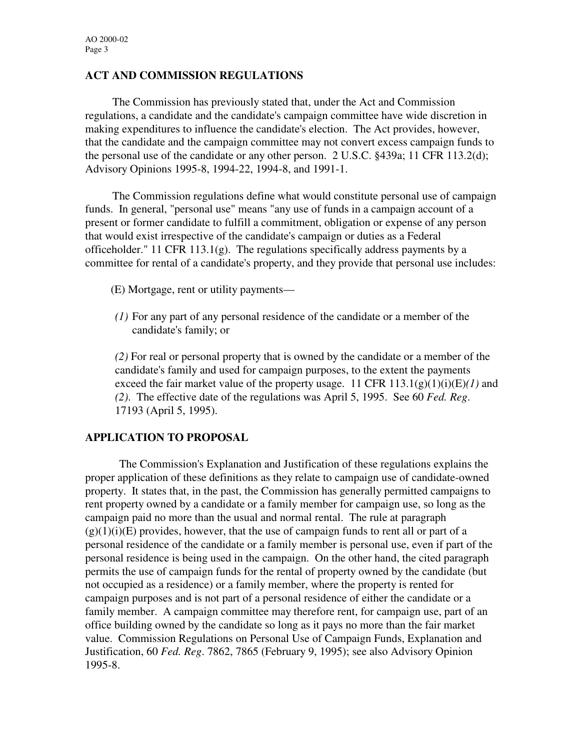## ACT AND COMMISSION REGULATIONS

The Commission has previously stated that, under the Act and Commission regulations, a candidate and the candidate's campaign committee have wide discretion in making expenditures to influence the candidate's election. The Act provides, however, that the candidate and the campaign committee may not convert excess campaign funds to the personal use of the candidate or any other person. 2 U.S.C. §439a; 11 CFR 113.2(d); Advisory Opinions 1995-8, 1994-22, 1994-8, and 1991-1.

The Commission regulations define what would constitute personal use of campaign funds. In general, "personal use" means "any use of funds in a campaign account of a present or former candidate to fulfill a commitment, obligation or expense of any person that would exist irrespective of the candidate's campaign or duties as a Federal officeholder." 11 CFR 113.1(g). The regulations specifically address payments by a committee for rental of a candidate's property, and they provide that personal use includes:

(E) Mortgage, rent or utility payments—

*(1)* For any part of any personal residence of the candidate or a member of the candidate's family; or

*(2)* For real or personal property that is owned by the candidate or a member of the candidate's family and used for campaign purposes, to the extent the payments exceed the fair market value of the property usage. 11 CFR 113.1(g)(1)(i)(E)*(1)* and *(2)*. The effective date of the regulations was April 5, 1995. See 60 *Fed. Reg*. 17193 (April 5, 1995).

## APPLICATION TO PROPOSAL

The Commission's Explanation and Justification of these regulations explains the proper application of these definitions as they relate to campaign use of candidate-owned property. It states that, in the past, the Commission has generally permitted campaigns to rent property owned by a candidate or a family member for campaign use, so long as the campaign paid no more than the usual and normal rental. The rule at paragraph (g)(1)(i)(E) provides, however, that the use of campaign funds to rent all or part of a personal residence of the candidate or a family member is personal use, even if part of the personal residence is being used in the campaign. On the other hand, the cited paragraph permits the use of campaign funds for the rental of property owned by the candidate (but not occupied as a residence) or a family member, where the property is rented for campaign purposes and is not part of a personal residence of either the candidate or a family member. A campaign committee may therefore rent, for campaign use, part of an office building owned by the candidate so long as it pays no more than the fair market value. Commission Regulations on Personal Use of Campaign Funds, Explanation and Justification, 60 *Fed. Reg*. 7862, 7865 (February 9, 1995); see also Advisory Opinion 1995-8.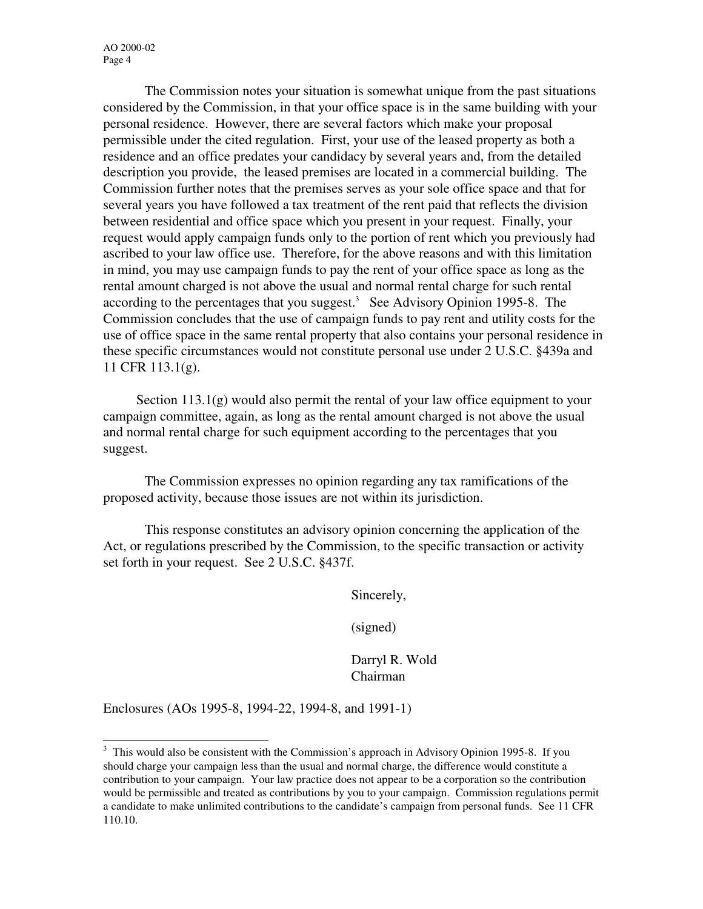The Commission notes your situation is somewhat unique from the past situations considered by the Commission, in that your office space is in the same building with your personal residence. However, there are several factors which make your proposal permissible under the cited regulation. First, your use of the leased property as both a residence and an office predates your candidacy by several years and, from the detailed description you provide, the leased premises are located in a commercial building. The Commission further notes that the premises serves as your sole office space and that for several years you have followed a tax treatment of the rent paid that reflects the division between residential and office space which you present in your request. Finally, your request would apply campaign funds only to the portion of rent which you previously had ascribed to your law office use. Therefore, for the above reasons and with this limitation in mind, you may use campaign funds to pay the rent of your office space as long as the rental amount charged is not above the usual and normal rental charge for such rental according to the percentages that you suggest.[3] See Advisory Opinion 1995-8. The Commission concludes that the use of campaign funds to pay rent and utility costs for the use of office space in the same rental property that also contains your personal residence in these specific circumstances would not constitute personal use under 2 U.S.C. §439a and 11 CFR 113.1(g).

Section 113.1(g) would also permit the rental of your law office equipment to your campaign committee, again, as long as the rental amount charged is not above the usual and normal rental charge for such equipment according to the percentages that you suggest.

The Commission expresses no opinion regarding any tax ramifications of the proposed activity, because those issues are not within its jurisdiction.

This response constitutes an advisory opinion concerning the application of the Act, or regulations prescribed by the Commission, to the specific transaction or activity set forth in your request. See 2 U.S.C. §437f.

Sincerely,

(signed)

Darryl R. Wold
Chairman

Enclosures (AOs 1995-8, 1994-22, 1994-8, and 1991-1)

---

[3] This would also be consistent with the Commission's approach in Advisory Opinion 1995-8. If you should charge your campaign less than the usual and normal charge, the difference would constitute a contribution to your campaign. Your law practice does not appear to be a corporation so the contribution would be permissible and treated as contributions by you to your campaign. Commission regulations permit a candidate to make unlimited contributions to the candidate's campaign from personal funds. See 11 CFR 110.10.